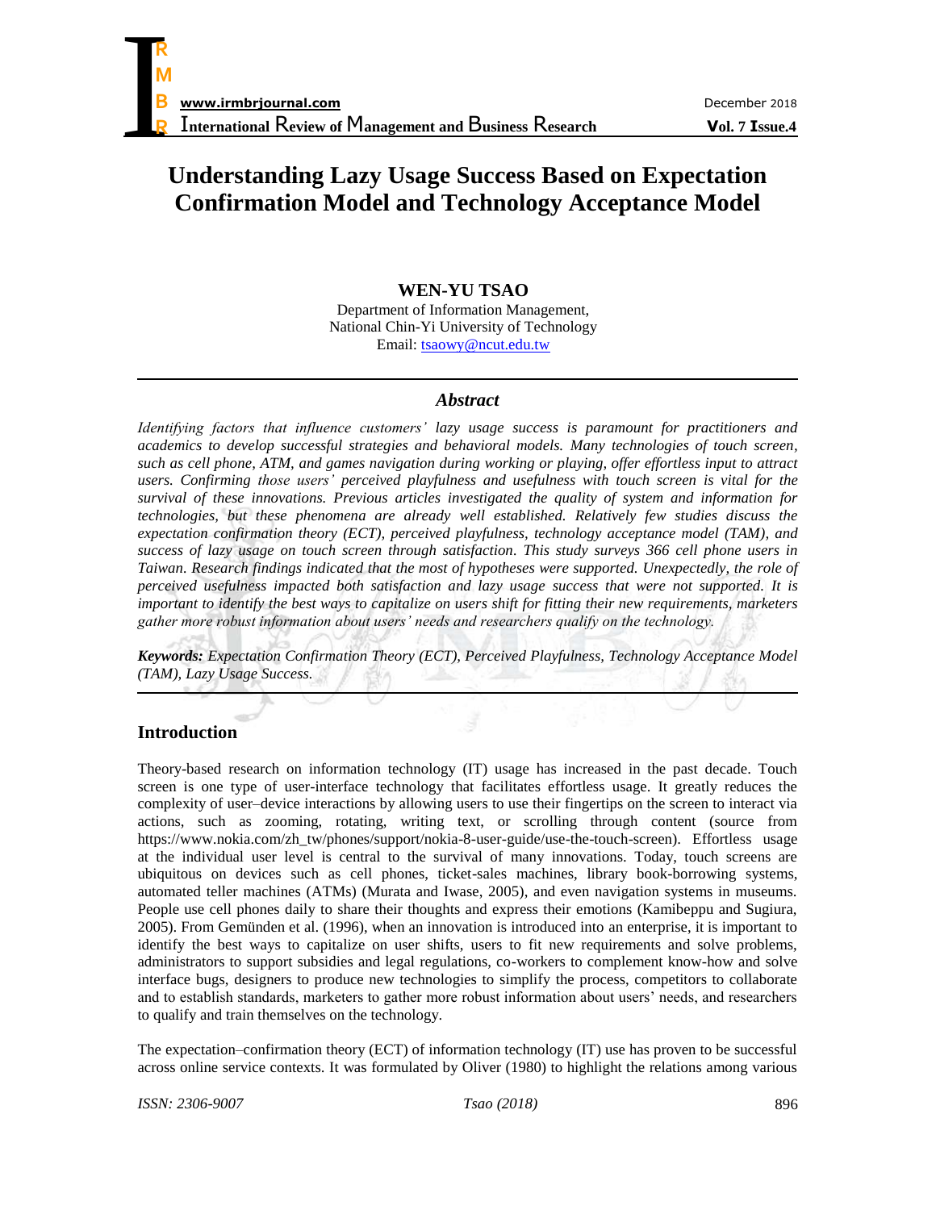# Understanding Lazy Usage Success Based on Expectation Confirmation Model and Technology Acceptance Model

**WEN-YU TSAO**

Department of Information Management,
National Chin-Yi University of Technology
Email: tsaowy@ncut.edu.tw

## *Abstract*

*Identifying factors that influence customers' lazy usage success is paramount for practitioners and academics to develop successful strategies and behavioral models. Many technologies of touch screen, such as cell phone, ATM, and games navigation during working or playing, offer effortless input to attract users. Confirming those users' perceived playfulness and usefulness with touch screen is vital for the survival of these innovations. Previous articles investigated the quality of system and information for technologies, but these phenomena are already well established. Relatively few studies discuss the expectation confirmation theory (ECT), perceived playfulness, technology acceptance model (TAM), and success of lazy usage on touch screen through satisfaction. This study surveys 366 cell phone users in Taiwan. Research findings indicated that the most of hypotheses were supported. Unexpectedly, the role of perceived usefulness impacted both satisfaction and lazy usage success that were not supported. It is important to identify the best ways to capitalize on users shift for fitting their new requirements, marketers gather more robust information about users' needs and researchers qualify on the technology.*

***Keywords:*** *Expectation Confirmation Theory (ECT), Perceived Playfulness, Technology Acceptance Model (TAM), Lazy Usage Success.*

## Introduction

Theory-based research on information technology (IT) usage has increased in the past decade. Touch screen is one type of user-interface technology that facilitates effortless usage. It greatly reduces the complexity of user–device interactions by allowing users to use their fingertips on the screen to interact via actions, such as zooming, rotating, writing text, or scrolling through content (source from https://www.nokia.com/zh_tw/phones/support/nokia-8-user-guide/use-the-touch-screen). Effortless usage at the individual user level is central to the survival of many innovations. Today, touch screens are ubiquitous on devices such as cell phones, ticket-sales machines, library book-borrowing systems, automated teller machines (ATMs) (Murata and Iwase, 2005), and even navigation systems in museums. People use cell phones daily to share their thoughts and express their emotions (Kamibeppu and Sugiura, 2005). From Gemünden et al. (1996), when an innovation is introduced into an enterprise, it is important to identify the best ways to capitalize on user shifts, users to fit new requirements and solve problems, administrators to support subsidies and legal regulations, co-workers to complement know-how and solve interface bugs, designers to produce new technologies to simplify the process, competitors to collaborate and to establish standards, marketers to gather more robust information about users' needs, and researchers to qualify and train themselves on the technology.

The expectation–confirmation theory (ECT) of information technology (IT) use has proven to be successful across online service contexts. It was formulated by Oliver (1980) to highlight the relations among various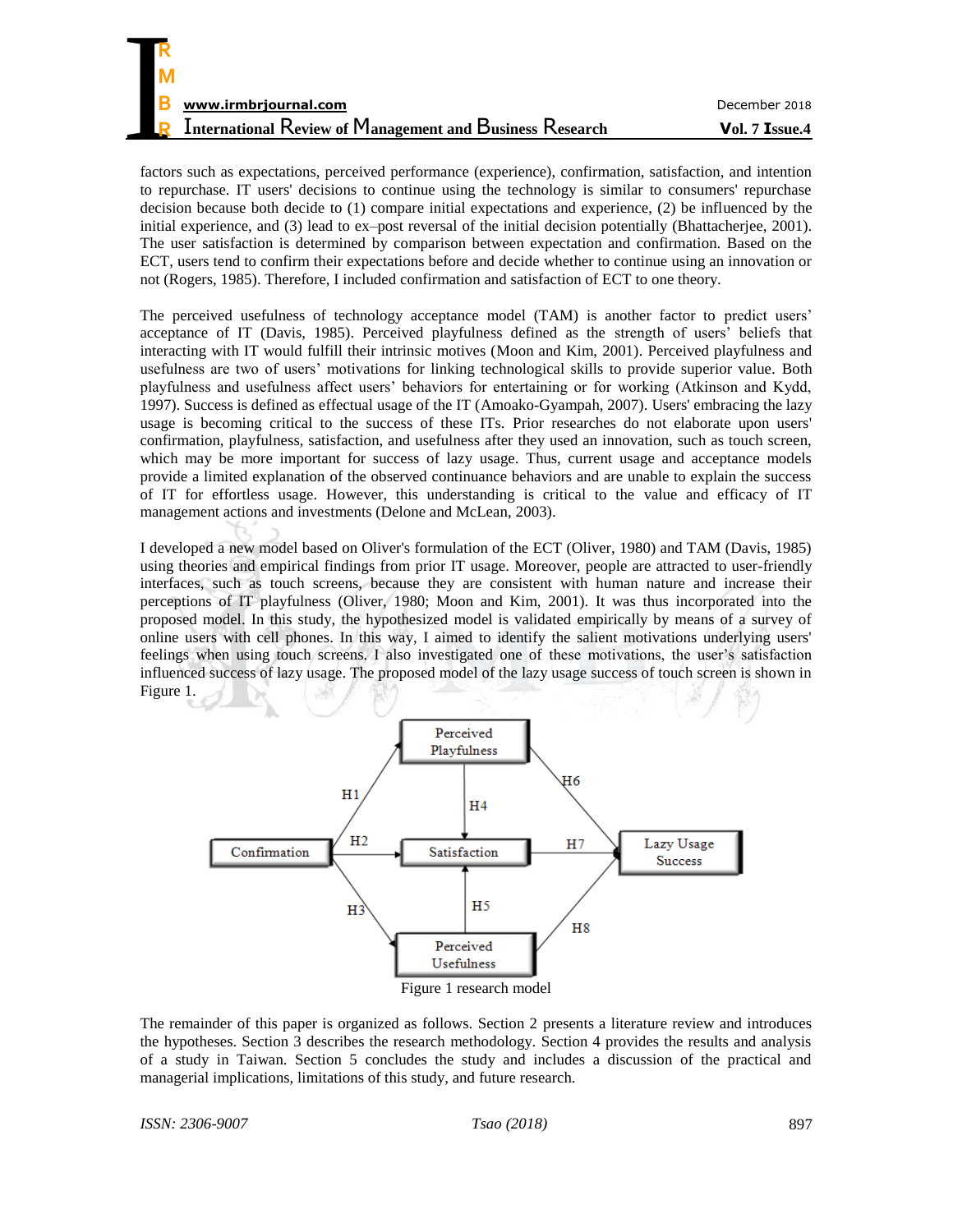factors such as expectations, perceived performance (experience), confirmation, satisfaction, and intention to repurchase. IT users' decisions to continue using the technology is similar to consumers' repurchase decision because both decide to (1) compare initial expectations and experience, (2) be influenced by the initial experience, and (3) lead to ex–post reversal of the initial decision potentially (Bhattacherjee, 2001). The user satisfaction is determined by comparison between expectation and confirmation. Based on the ECT, users tend to confirm their expectations before and decide whether to continue using an innovation or not (Rogers, 1985). Therefore, I included confirmation and satisfaction of ECT to one theory.

The perceived usefulness of technology acceptance model (TAM) is another factor to predict users' acceptance of IT (Davis, 1985). Perceived playfulness defined as the strength of users' beliefs that interacting with IT would fulfill their intrinsic motives (Moon and Kim, 2001). Perceived playfulness and usefulness are two of users' motivations for linking technological skills to provide superior value. Both playfulness and usefulness affect users' behaviors for entertaining or for working (Atkinson and Kydd, 1997). Success is defined as effectual usage of the IT (Amoako-Gyampah, 2007). Users' embracing the lazy usage is becoming critical to the success of these ITs. Prior researches do not elaborate upon users' confirmation, playfulness, satisfaction, and usefulness after they used an innovation, such as touch screen, which may be more important for success of lazy usage. Thus, current usage and acceptance models provide a limited explanation of the observed continuance behaviors and are unable to explain the success of IT for effortless usage. However, this understanding is critical to the value and efficacy of IT management actions and investments (Delone and McLean, 2003).

I developed a new model based on Oliver's formulation of the ECT (Oliver, 1980) and TAM (Davis, 1985) using theories and empirical findings from prior IT usage. Moreover, people are attracted to user-friendly interfaces, such as touch screens, because they are consistent with human nature and increase their perceptions of IT playfulness (Oliver, 1980; Moon and Kim, 2001). It was thus incorporated into the proposed model. In this study, the hypothesized model is validated empirically by means of a survey of online users with cell phones. In this way, I aimed to identify the salient motivations underlying users' feelings when using touch screens. I also investigated one of these motivations, the user's satisfaction influenced success of lazy usage. The proposed model of the lazy usage success of touch screen is shown in Figure 1.

Perceived Playfulness
Confirmation
Satisfaction
Perceived Usefulness
Lazy Usage Success
H1
H2
H3
H4
H5
H6
H7
H8

Figure 1 research model

The remainder of this paper is organized as follows. Section 2 presents a literature review and introduces the hypotheses. Section 3 describes the research methodology. Section 4 provides the results and analysis of a study in Taiwan. Section 5 concludes the study and includes a discussion of the practical and managerial implications, limitations of this study, and future research.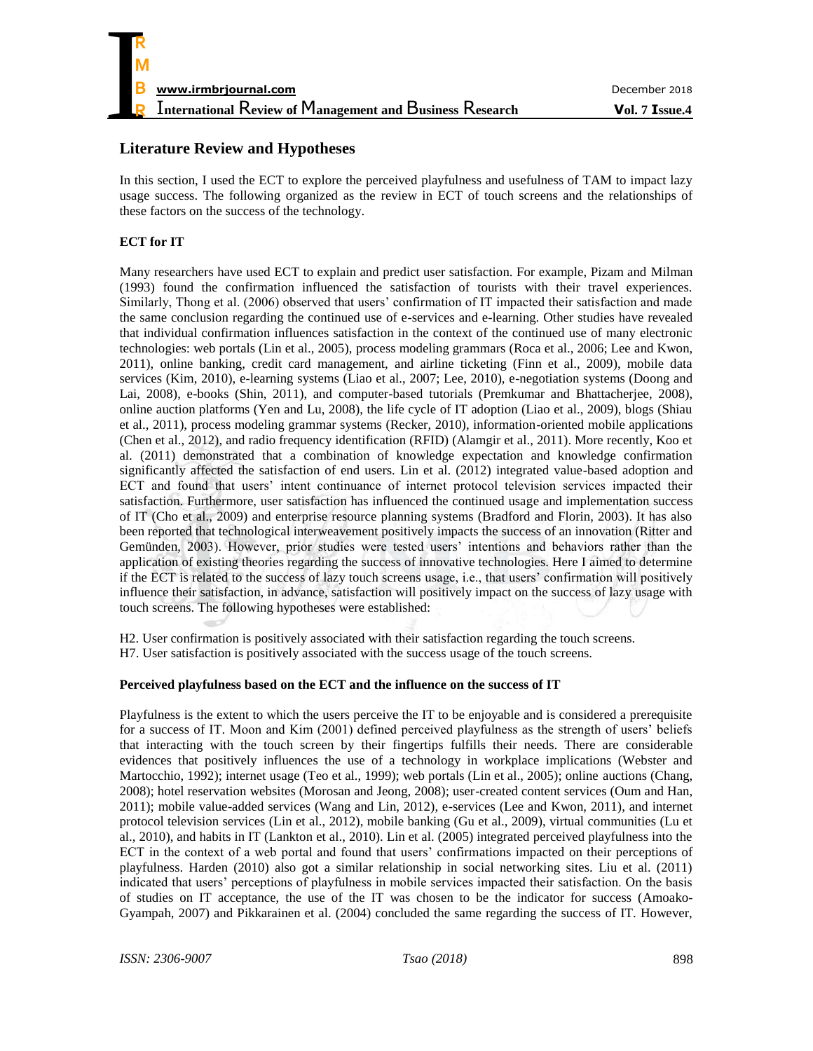## Literature Review and Hypotheses

In this section, I used the ECT to explore the perceived playfulness and usefulness of TAM to impact lazy usage success. The following organized as the review in ECT of touch screens and the relationships of these factors on the success of the technology.

### ECT for IT

Many researchers have used ECT to explain and predict user satisfaction. For example, Pizam and Milman (1993) found the confirmation influenced the satisfaction of tourists with their travel experiences. Similarly, Thong et al. (2006) observed that users' confirmation of IT impacted their satisfaction and made the same conclusion regarding the continued use of e-services and e-learning. Other studies have revealed that individual confirmation influences satisfaction in the context of the continued use of many electronic technologies: web portals (Lin et al., 2005), process modeling grammars (Roca et al., 2006; Lee and Kwon, 2011), online banking, credit card management, and airline ticketing (Finn et al., 2009), mobile data services (Kim, 2010), e-learning systems (Liao et al., 2007; Lee, 2010), e-negotiation systems (Doong and Lai, 2008), e-books (Shin, 2011), and computer-based tutorials (Premkumar and Bhattacherjee, 2008), online auction platforms (Yen and Lu, 2008), the life cycle of IT adoption (Liao et al., 2009), blogs (Shiau et al., 2011), process modeling grammar systems (Recker, 2010), information-oriented mobile applications (Chen et al., 2012), and radio frequency identification (RFID) (Alamgir et al., 2011). More recently, Koo et al. (2011) demonstrated that a combination of knowledge expectation and knowledge confirmation significantly affected the satisfaction of end users. Lin et al. (2012) integrated value-based adoption and ECT and found that users' intent continuance of internet protocol television services impacted their satisfaction. Furthermore, user satisfaction has influenced the continued usage and implementation success of IT (Cho et al., 2009) and enterprise resource planning systems (Bradford and Florin, 2003). It has also been reported that technological interweavement positively impacts the success of an innovation (Ritter and Gemünden, 2003). However, prior studies were tested users' intentions and behaviors rather than the application of existing theories regarding the success of innovative technologies. Here I aimed to determine if the ECT is related to the success of lazy touch screens usage, i.e., that users' confirmation will positively influence their satisfaction, in advance, satisfaction will positively impact on the success of lazy usage with touch screens. The following hypotheses were established:

H2. User confirmation is positively associated with their satisfaction regarding the touch screens.
H7. User satisfaction is positively associated with the success usage of the touch screens.

#### Perceived playfulness based on the ECT and the influence on the success of IT

Playfulness is the extent to which the users perceive the IT to be enjoyable and is considered a prerequisite for a success of IT. Moon and Kim (2001) defined perceived playfulness as the strength of users' beliefs that interacting with the touch screen by their fingertips fulfills their needs. There are considerable evidences that positively influences the use of a technology in workplace implications (Webster and Martocchio, 1992); internet usage (Teo et al., 1999); web portals (Lin et al., 2005); online auctions (Chang, 2008); hotel reservation websites (Morosan and Jeong, 2008); user-created content services (Oum and Han, 2011); mobile value-added services (Wang and Lin, 2012), e-services (Lee and Kwon, 2011), and internet protocol television services (Lin et al., 2012), mobile banking (Gu et al., 2009), virtual communities (Lu et al., 2010), and habits in IT (Lankton et al., 2010). Lin et al. (2005) integrated perceived playfulness into the ECT in the context of a web portal and found that users' confirmations impacted on their perceptions of playfulness. Harden (2010) also got a similar relationship in social networking sites. Liu et al. (2011) indicated that users' perceptions of playfulness in mobile services impacted their satisfaction. On the basis of studies on IT acceptance, the use of the IT was chosen to be the indicator for success (Amoako-Gyampah, 2007) and Pikkarainen et al. (2004) concluded the same regarding the success of IT. However,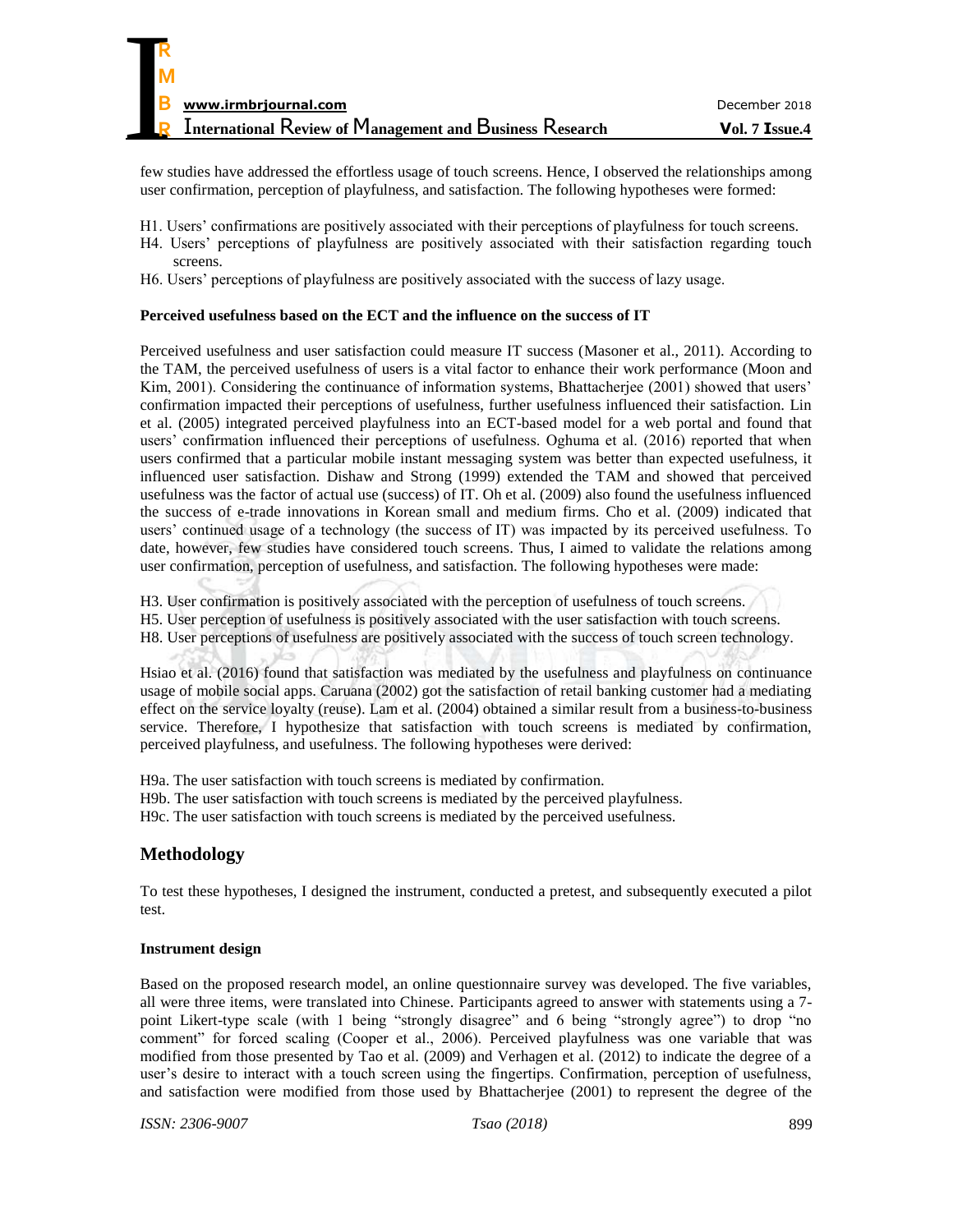few studies have addressed the effortless usage of touch screens. Hence, I observed the relationships among user confirmation, perception of playfulness, and satisfaction. The following hypotheses were formed:

H1. Users' confirmations are positively associated with their perceptions of playfulness for touch screens.
H4. Users' perceptions of playfulness are positively associated with their satisfaction regarding touch screens.
H6. Users' perceptions of playfulness are positively associated with the success of lazy usage.

**Perceived usefulness based on the ECT and the influence on the success of IT**

Perceived usefulness and user satisfaction could measure IT success (Masoner et al., 2011). According to the TAM, the perceived usefulness of users is a vital factor to enhance their work performance (Moon and Kim, 2001). Considering the continuance of information systems, Bhattacherjee (2001) showed that users' confirmation impacted their perceptions of usefulness, further usefulness influenced their satisfaction. Lin et al. (2005) integrated perceived playfulness into an ECT-based model for a web portal and found that users' confirmation influenced their perceptions of usefulness. Oghuma et al. (2016) reported that when users confirmed that a particular mobile instant messaging system was better than expected usefulness, it influenced user satisfaction. Dishaw and Strong (1999) extended the TAM and showed that perceived usefulness was the factor of actual use (success) of IT. Oh et al. (2009) also found the usefulness influenced the success of e-trade innovations in Korean small and medium firms. Cho et al. (2009) indicated that users' continued usage of a technology (the success of IT) was impacted by its perceived usefulness. To date, however, few studies have considered touch screens. Thus, I aimed to validate the relations among user confirmation, perception of usefulness, and satisfaction. The following hypotheses were made:

H3. User confirmation is positively associated with the perception of usefulness of touch screens.
H5. User perception of usefulness is positively associated with the user satisfaction with touch screens.
H8. User perceptions of usefulness are positively associated with the success of touch screen technology.

Hsiao et al. (2016) found that satisfaction was mediated by the usefulness and playfulness on continuance usage of mobile social apps. Caruana (2002) got the satisfaction of retail banking customer had a mediating effect on the service loyalty (reuse). Lam et al. (2004) obtained a similar result from a business-to-business service. Therefore, I hypothesize that satisfaction with touch screens is mediated by confirmation, perceived playfulness, and usefulness. The following hypotheses were derived:

H9a. The user satisfaction with touch screens is mediated by confirmation.
H9b. The user satisfaction with touch screens is mediated by the perceived playfulness.
H9c. The user satisfaction with touch screens is mediated by the perceived usefulness.

## Methodology

To test these hypotheses, I designed the instrument, conducted a pretest, and subsequently executed a pilot test.

**Instrument design**

Based on the proposed research model, an online questionnaire survey was developed. The five variables, all were three items, were translated into Chinese. Participants agreed to answer with statements using a 7-point Likert-type scale (with 1 being "strongly disagree" and 6 being "strongly agree") to drop "no comment" for forced scaling (Cooper et al., 2006). Perceived playfulness was one variable that was modified from those presented by Tao et al. (2009) and Verhagen et al. (2012) to indicate the degree of a user's desire to interact with a touch screen using the fingertips. Confirmation, perception of usefulness, and satisfaction were modified from those used by Bhattacherjee (2001) to represent the degree of the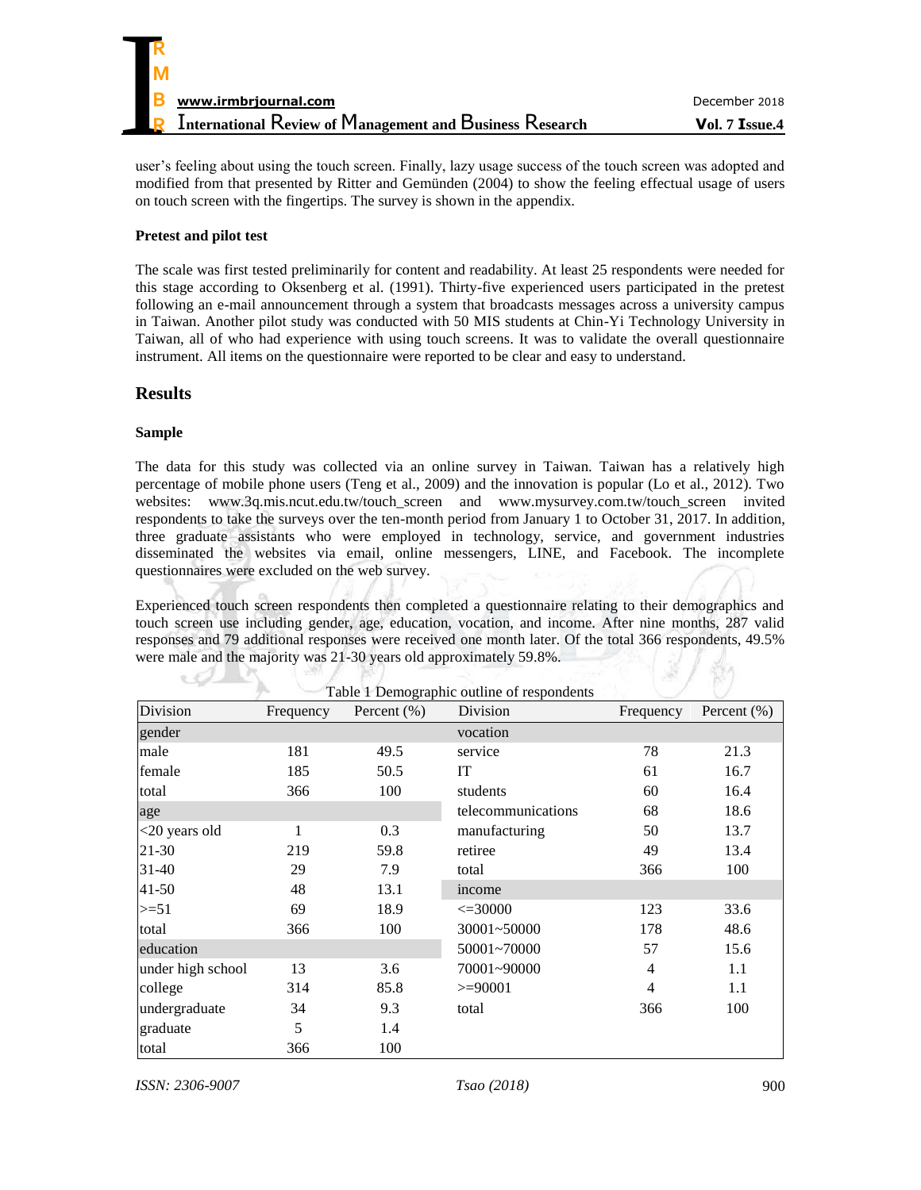user's feeling about using the touch screen. Finally, lazy usage success of the touch screen was adopted and modified from that presented by Ritter and Gemünden (2004) to show the feeling effectual usage of users on touch screen with the fingertips. The survey is shown in the appendix.

**Pretest and pilot test**

The scale was first tested preliminarily for content and readability. At least 25 respondents were needed for this stage according to Oksenberg et al. (1991). Thirty-five experienced users participated in the pretest following an e-mail announcement through a system that broadcasts messages across a university campus in Taiwan. Another pilot study was conducted with 50 MIS students at Chin-Yi Technology University in Taiwan, all of who had experience with using touch screens. It was to validate the overall questionnaire instrument. All items on the questionnaire were reported to be clear and easy to understand.

## Results

**Sample**

The data for this study was collected via an online survey in Taiwan. Taiwan has a relatively high percentage of mobile phone users (Teng et al., 2009) and the innovation is popular (Lo et al., 2012). Two websites: www.3q.mis.ncut.edu.tw/touch_screen and www.mysurvey.com.tw/touch_screen invited respondents to take the surveys over the ten-month period from January 1 to October 31, 2017. In addition, three graduate assistants who were employed in technology, service, and government industries disseminated the websites via email, online messengers, LINE, and Facebook. The incomplete questionnaires were excluded on the web survey.

Experienced touch screen respondents then completed a questionnaire relating to their demographics and touch screen use including gender, age, education, vocation, and income. After nine months, 287 valid responses and 79 additional responses were received one month later. Of the total 366 respondents, 49.5% were male and the majority was 21-30 years old approximately 59.8%.

Table 1 Demographic outline of respondents

| Division | Frequency | Percent (%) | Division | Frequency | Percent (%) |
|---|---|---|---|---|---|
| gender | | | vocation | | |
| male | 181 | 49.5 | service | 78 | 21.3 |
| female | 185 | 50.5 | IT | 61 | 16.7 |
| total | 366 | 100 | students | 60 | 16.4 |
| age | | | telecommunications | 68 | 18.6 |
| <20 years old | 1 | 0.3 | manufacturing | 50 | 13.7 |
| 21-30 | 219 | 59.8 | retiree | 49 | 13.4 |
| 31-40 | 29 | 7.9 | total | 366 | 100 |
| 41-50 | 48 | 13.1 | income | | |
| >=51 | 69 | 18.9 | <=30000 | 123 | 33.6 |
| total | 366 | 100 | 30001~50000 | 178 | 48.6 |
| education | | | 50001~70000 | 57 | 15.6 |
| under high school | 13 | 3.6 | 70001~90000 | 4 | 1.1 |
| college | 314 | 85.8 | >=90001 | 4 | 1.1 |
| undergraduate | 34 | 9.3 | total | 366 | 100 |
| graduate | 5 | 1.4 | | | |
| total | 366 | 100 | | | |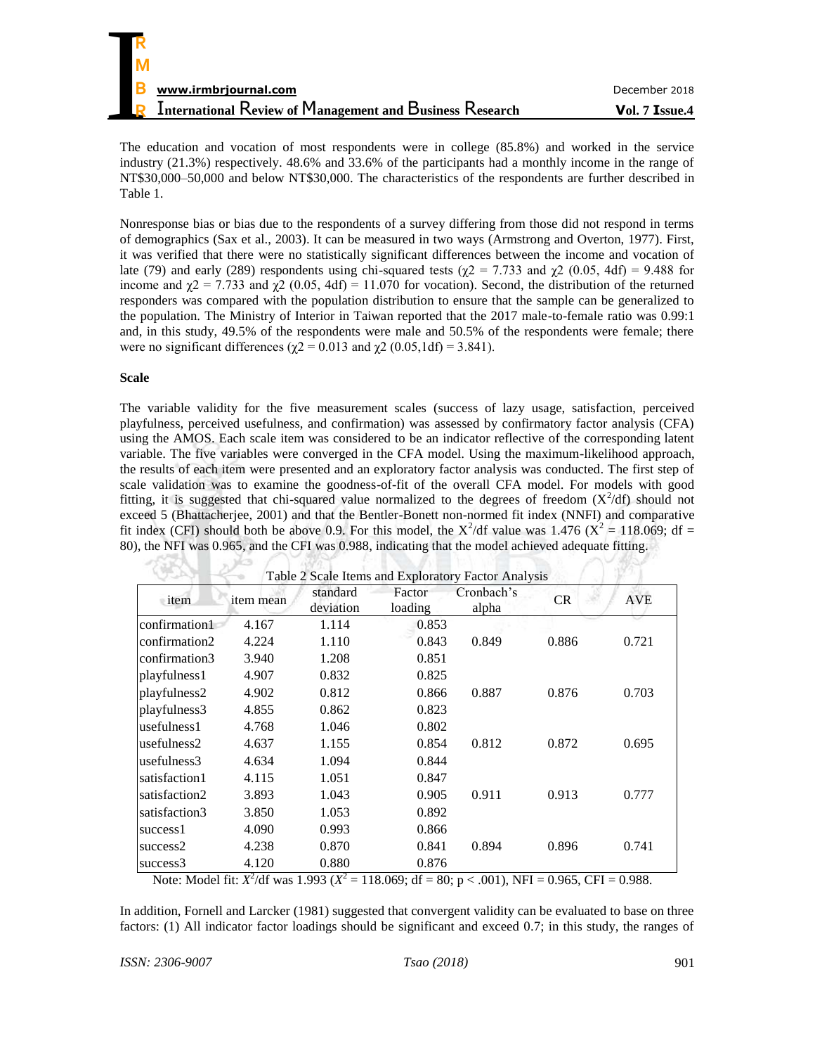The education and vocation of most respondents were in college (85.8%) and worked in the service industry (21.3%) respectively. 48.6% and 33.6% of the participants had a monthly income in the range of NT$30,000–50,000 and below NT$30,000. The characteristics of the respondents are further described in Table 1.

Nonresponse bias or bias due to the respondents of a survey differing from those did not respond in terms of demographics (Sax et al., 2003). It can be measured in two ways (Armstrong and Overton, 1977). First, it was verified that there were no statistically significant differences between the income and vocation of late (79) and early (289) respondents using chi-squared tests ($\chi2 = 7.733$ and $\chi2$ (0.05, 4df) = 9.488 for income and $\chi2 = 7.733$ and $\chi2$ (0.05, 4df) = 11.070 for vocation). Second, the distribution of the returned responders was compared with the population distribution to ensure that the sample can be generalized to the population. The Ministry of Interior in Taiwan reported that the 2017 male-to-female ratio was 0.99:1 and, in this study, 49.5% of the respondents were male and 50.5% of the respondents were female; there were no significant differences ($\chi2 = 0.013$ and $\chi2$ (0.05,1df) = 3.841).

**Scale**

The variable validity for the five measurement scales (success of lazy usage, satisfaction, perceived playfulness, perceived usefulness, and confirmation) was assessed by confirmatory factor analysis (CFA) using the AMOS. Each scale item was considered to be an indicator reflective of the corresponding latent variable. The five variables were converged in the CFA model. Using the maximum-likelihood approach, the results of each item were presented and an exploratory factor analysis was conducted. The first step of scale validation was to examine the goodness-of-fit of the overall CFA model. For models with good fitting, it is suggested that chi-squared value normalized to the degrees of freedom ($X^2$/df) should not exceed 5 (Bhattacherjee, 2001) and that the Bentler-Bonett non-normed fit index (NNFI) and comparative fit index (CFI) should both be above 0.9. For this model, the $X^2$/df value was 1.476 ($X^2 = 118.069$; df = 80), the NFI was 0.965, and the CFI was 0.988, indicating that the model achieved adequate fitting.

Table 2 Scale Items and Exploratory Factor Analysis

| item | item mean | standard deviation | Factor loading | Cronbach's alpha | CR | AVE |
|---|---|---|---|---|---|---|
| confirmation1 | 4.167 | 1.114 | 0.853 | | | |
| confirmation2 | 4.224 | 1.110 | 0.843 | 0.849 | 0.886 | 0.721 |
| confirmation3 | 3.940 | 1.208 | 0.851 | | | |
| playfulness1 | 4.907 | 0.832 | 0.825 | | | |
| playfulness2 | 4.902 | 0.812 | 0.866 | 0.887 | 0.876 | 0.703 |
| playfulness3 | 4.855 | 0.862 | 0.823 | | | |
| usefulness1 | 4.768 | 1.046 | 0.802 | | | |
| usefulness2 | 4.637 | 1.155 | 0.854 | 0.812 | 0.872 | 0.695 |
| usefulness3 | 4.634 | 1.094 | 0.844 | | | |
| satisfaction1 | 4.115 | 1.051 | 0.847 | | | |
| satisfaction2 | 3.893 | 1.043 | 0.905 | 0.911 | 0.913 | 0.777 |
| satisfaction3 | 3.850 | 1.053 | 0.892 | | | |
| success1 | 4.090 | 0.993 | 0.866 | | | |
| success2 | 4.238 | 0.870 | 0.841 | 0.894 | 0.896 | 0.741 |
| success3 | 4.120 | 0.880 | 0.876 | | | |

Note: Model fit: $X^2$/df was 1.993 ($X^2 = 118.069$; df = 80; $p < .001$), NFI = 0.965, CFI = 0.988.

In addition, Fornell and Larcker (1981) suggested that convergent validity can be evaluated to base on three factors: (1) All indicator factor loadings should be significant and exceed 0.7; in this study, the ranges of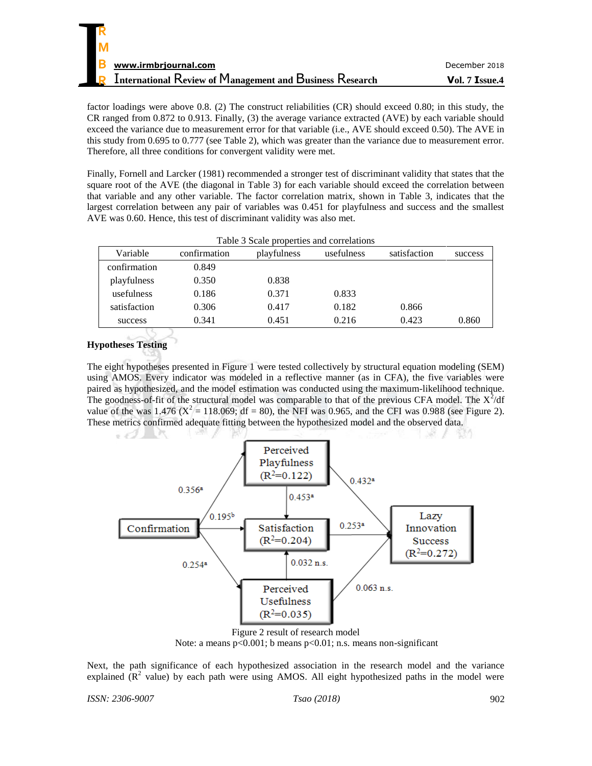factor loadings were above 0.8. (2) The construct reliabilities (CR) should exceed 0.80; in this study, the CR ranged from 0.872 to 0.913. Finally, (3) the average variance extracted (AVE) by each variable should exceed the variance due to measurement error for that variable (i.e., AVE should exceed 0.50). The AVE in this study from 0.695 to 0.777 (see Table 2), which was greater than the variance due to measurement error. Therefore, all three conditions for convergent validity were met.

Finally, Fornell and Larcker (1981) recommended a stronger test of discriminant validity that states that the square root of the AVE (the diagonal in Table 3) for each variable should exceed the correlation between that variable and any other variable. The factor correlation matrix, shown in Table 3, indicates that the largest correlation between any pair of variables was 0.451 for playfulness and success and the smallest AVE was 0.60. Hence, this test of discriminant validity was also met.

Table 3 Scale properties and correlations

| Variable | confirmation | playfulness | usefulness | satisfaction | success |
|---|---|---|---|---|---|
| confirmation | 0.849 | | | | |
| playfulness | 0.350 | 0.838 | | | |
| usefulness | 0.186 | 0.371 | 0.833 | | |
| satisfaction | 0.306 | 0.417 | 0.182 | 0.866 | |
| success | 0.341 | 0.451 | 0.216 | 0.423 | 0.860 |

**Hypotheses Testing**

The eight hypotheses presented in Figure 1 were tested collectively by structural equation modeling (SEM) using AMOS. Every indicator was modeled in a reflective manner (as in CFA), the five variables were paired as hypothesized, and the model estimation was conducted using the maximum-likelihood technique. The goodness-of-fit of the structural model was comparable to that of the previous CFA model. The $X^2$/df value of the was 1.476 ($X^2$ = 118.069; df = 80), the NFI was 0.965, and the CFI was 0.988 (see Figure 2). These metrics confirmed adequate fitting between the hypothesized model and the observed data.

Perceived Playfulness ($R^2$=0.122)
Confirmation
Satisfaction ($R^2$=0.204)
Perceived Usefulness ($R^2$=0.035)
Lazy Innovation Success ($R^2$=0.272)
0.356ª
0.195ᵇ
0.254ª
0.453ª
0.032 n.s.
0.432ª
0.253ª
0.063 n.s.

Figure 2 result of research model

Note: a means p<0.001; b means p<0.01; n.s. means non-significant

Next, the path significance of each hypothesized association in the research model and the variance explained ($R^2$ value) by each path were using AMOS. All eight hypothesized paths in the model were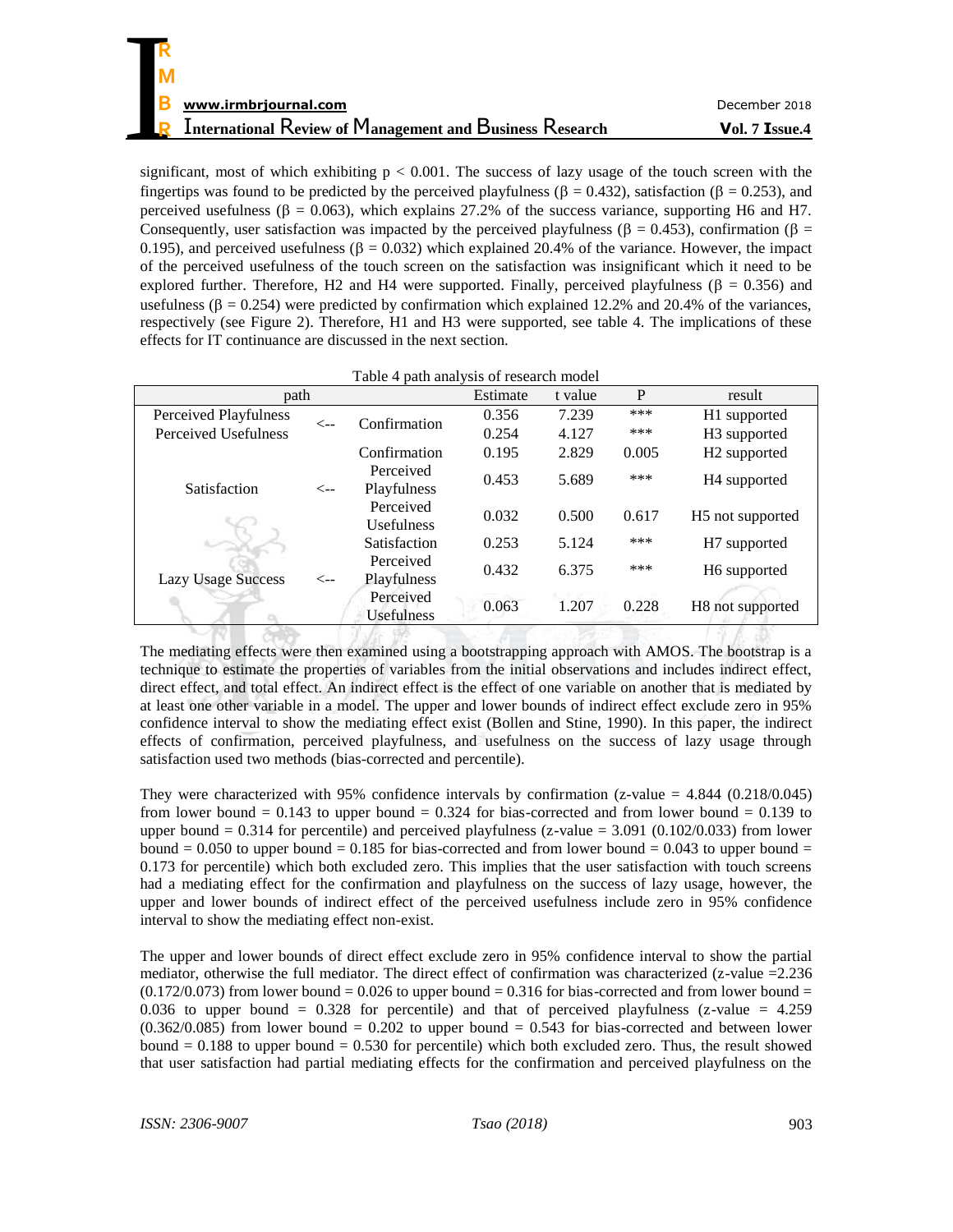significant, most of which exhibiting $p < 0.001$. The success of lazy usage of the touch screen with the fingertips was found to be predicted by the perceived playfulness ($\beta = 0.432$), satisfaction ($\beta = 0.253$), and perceived usefulness ($\beta = 0.063$), which explains 27.2% of the success variance, supporting H6 and H7. Consequently, user satisfaction was impacted by the perceived playfulness ($\beta = 0.453$), confirmation ($\beta = 0.195$), and perceived usefulness ($\beta = 0.032$) which explained 20.4% of the variance. However, the impact of the perceived usefulness of the touch screen on the satisfaction was insignificant which it need to be explored further. Therefore, H2 and H4 were supported. Finally, perceived playfulness ($\beta = 0.356$) and usefulness ($\beta = 0.254$) were predicted by confirmation which explained 12.2% and 20.4% of the variances, respectively (see Figure 2). Therefore, H1 and H3 were supported, see table 4. The implications of these effects for IT continuance are discussed in the next section.

Table 4 path analysis of research model

| path | | | Estimate | t value | P | result |
|---|---|---|---|---|---|---|
| Perceived Playfulness | <-- | Confirmation | 0.356 | 7.239 | *** | H1 supported |
| Perceived Usefulness | <-- | Confirmation | 0.254 | 4.127 | *** | H3 supported |
| Satisfaction | <-- | Confirmation | 0.195 | 2.829 | 0.005 | H2 supported |
| | | Perceived Playfulness | 0.453 | 5.689 | *** | H4 supported |
| | | Perceived Usefulness | 0.032 | 0.500 | 0.617 | H5 not supported |
| Lazy Usage Success | <-- | Satisfaction | 0.253 | 5.124 | *** | H7 supported |
| | | Perceived Playfulness | 0.432 | 6.375 | *** | H6 supported |
| | | Perceived Usefulness | 0.063 | 1.207 | 0.228 | H8 not supported |

The mediating effects were then examined using a bootstrapping approach with AMOS. The bootstrap is a technique to estimate the properties of variables from the initial observations and includes indirect effect, direct effect, and total effect. An indirect effect is the effect of one variable on another that is mediated by at least one other variable in a model. The upper and lower bounds of indirect effect exclude zero in 95% confidence interval to show the mediating effect exist (Bollen and Stine, 1990). In this paper, the indirect effects of confirmation, perceived playfulness, and usefulness on the success of lazy usage through satisfaction used two methods (bias-corrected and percentile).

They were characterized with 95% confidence intervals by confirmation (z-value = 4.844 (0.218/0.045) from lower bound = 0.143 to upper bound = 0.324 for bias-corrected and from lower bound = 0.139 to upper bound = 0.314 for percentile) and perceived playfulness (z-value = 3.091 (0.102/0.033) from lower bound = 0.050 to upper bound = 0.185 for bias-corrected and from lower bound = 0.043 to upper bound = 0.173 for percentile) which both excluded zero. This implies that the user satisfaction with touch screens had a mediating effect for the confirmation and playfulness on the success of lazy usage, however, the upper and lower bounds of indirect effect of the perceived usefulness include zero in 95% confidence interval to show the mediating effect non-exist.

The upper and lower bounds of direct effect exclude zero in 95% confidence interval to show the partial mediator, otherwise the full mediator. The direct effect of confirmation was characterized (z-value =2.236 (0.172/0.073) from lower bound = 0.026 to upper bound = 0.316 for bias-corrected and from lower bound = 0.036 to upper bound = 0.328 for percentile) and that of perceived playfulness (z-value = 4.259 (0.362/0.085) from lower bound = 0.202 to upper bound = 0.543 for bias-corrected and between lower bound = 0.188 to upper bound = 0.530 for percentile) which both excluded zero. Thus, the result showed that user satisfaction had partial mediating effects for the confirmation and perceived playfulness on the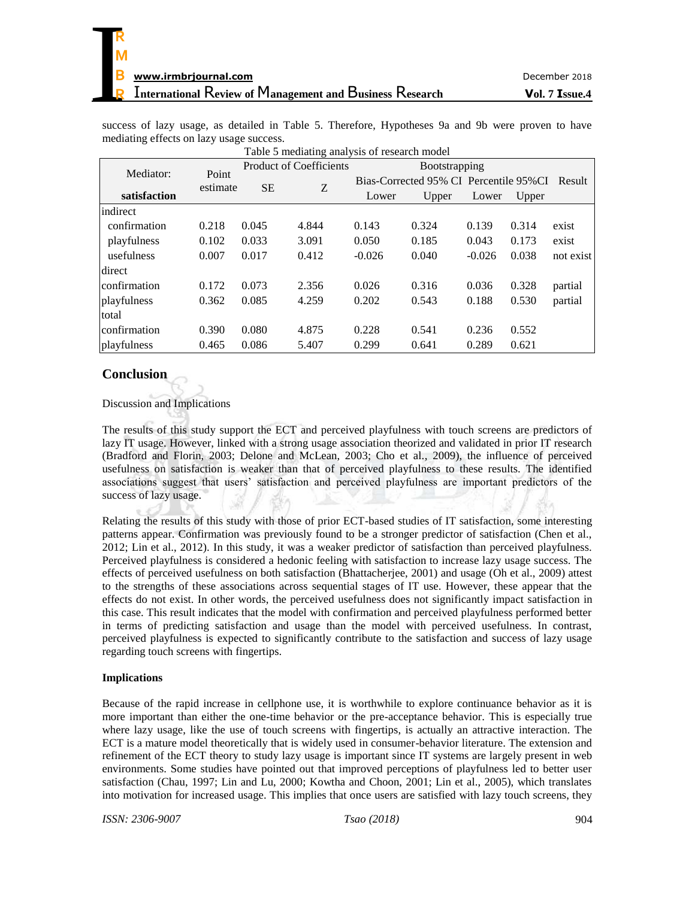success of lazy usage, as detailed in Table 5. Therefore, Hypotheses 9a and 9b were proven to have mediating effects on lazy usage success.

Table 5 mediating analysis of research model

| Mediator: satisfaction | Point estimate | Product of Coefficients | | Bootstrapping | | | | Result |
|---|---|---|---|---|---|---|---|---|
| | | SE | Z | Bias-Corrected 95% CI | | Percentile 95%CI | | |
| | | | | Lower | Upper | Lower | Upper | |
| indirect | | | | | | | | |
| confirmation | 0.218 | 0.045 | 4.844 | 0.143 | 0.324 | 0.139 | 0.314 | exist |
| playfulness | 0.102 | 0.033 | 3.091 | 0.050 | 0.185 | 0.043 | 0.173 | exist |
| usefulness | 0.007 | 0.017 | 0.412 | -0.026 | 0.040 | -0.026 | 0.038 | not exist |
| direct | | | | | | | | |
| confirmation | 0.172 | 0.073 | 2.356 | 0.026 | 0.316 | 0.036 | 0.328 | partial |
| playfulness | 0.362 | 0.085 | 4.259 | 0.202 | 0.543 | 0.188 | 0.530 | partial |
| total | | | | | | | | |
| confirmation | 0.390 | 0.080 | 4.875 | 0.228 | 0.541 | 0.236 | 0.552 | |
| playfulness | 0.465 | 0.086 | 5.407 | 0.299 | 0.641 | 0.289 | 0.621 | |

## Conclusion

Discussion and Implications

The results of this study support the ECT and perceived playfulness with touch screens are predictors of lazy IT usage. However, linked with a strong usage association theorized and validated in prior IT research (Bradford and Florin, 2003; Delone and McLean, 2003; Cho et al., 2009), the influence of perceived usefulness on satisfaction is weaker than that of perceived playfulness to these results. The identified associations suggest that users' satisfaction and perceived playfulness are important predictors of the success of lazy usage.

Relating the results of this study with those of prior ECT-based studies of IT satisfaction, some interesting patterns appear. Confirmation was previously found to be a stronger predictor of satisfaction (Chen et al., 2012; Lin et al., 2012). In this study, it was a weaker predictor of satisfaction than perceived playfulness. Perceived playfulness is considered a hedonic feeling with satisfaction to increase lazy usage success. The effects of perceived usefulness on both satisfaction (Bhattacherjee, 2001) and usage (Oh et al., 2009) attest to the strengths of these associations across sequential stages of IT use. However, these appear that the effects do not exist. In other words, the perceived usefulness does not significantly impact satisfaction in this case. This result indicates that the model with confirmation and perceived playfulness performed better in terms of predicting satisfaction and usage than the model with perceived usefulness. In contrast, perceived playfulness is expected to significantly contribute to the satisfaction and success of lazy usage regarding touch screens with fingertips.

**Implications**

Because of the rapid increase in cellphone use, it is worthwhile to explore continuance behavior as it is more important than either the one-time behavior or the pre-acceptance behavior. This is especially true where lazy usage, like the use of touch screens with fingertips, is actually an attractive interaction. The ECT is a mature model theoretically that is widely used in consumer-behavior literature. The extension and refinement of the ECT theory to study lazy usage is important since IT systems are largely present in web environments. Some studies have pointed out that improved perceptions of playfulness led to better user satisfaction (Chau, 1997; Lin and Lu, 2000; Kowtha and Choon, 2001; Lin et al., 2005), which translates into motivation for increased usage. This implies that once users are satisfied with lazy touch screens, they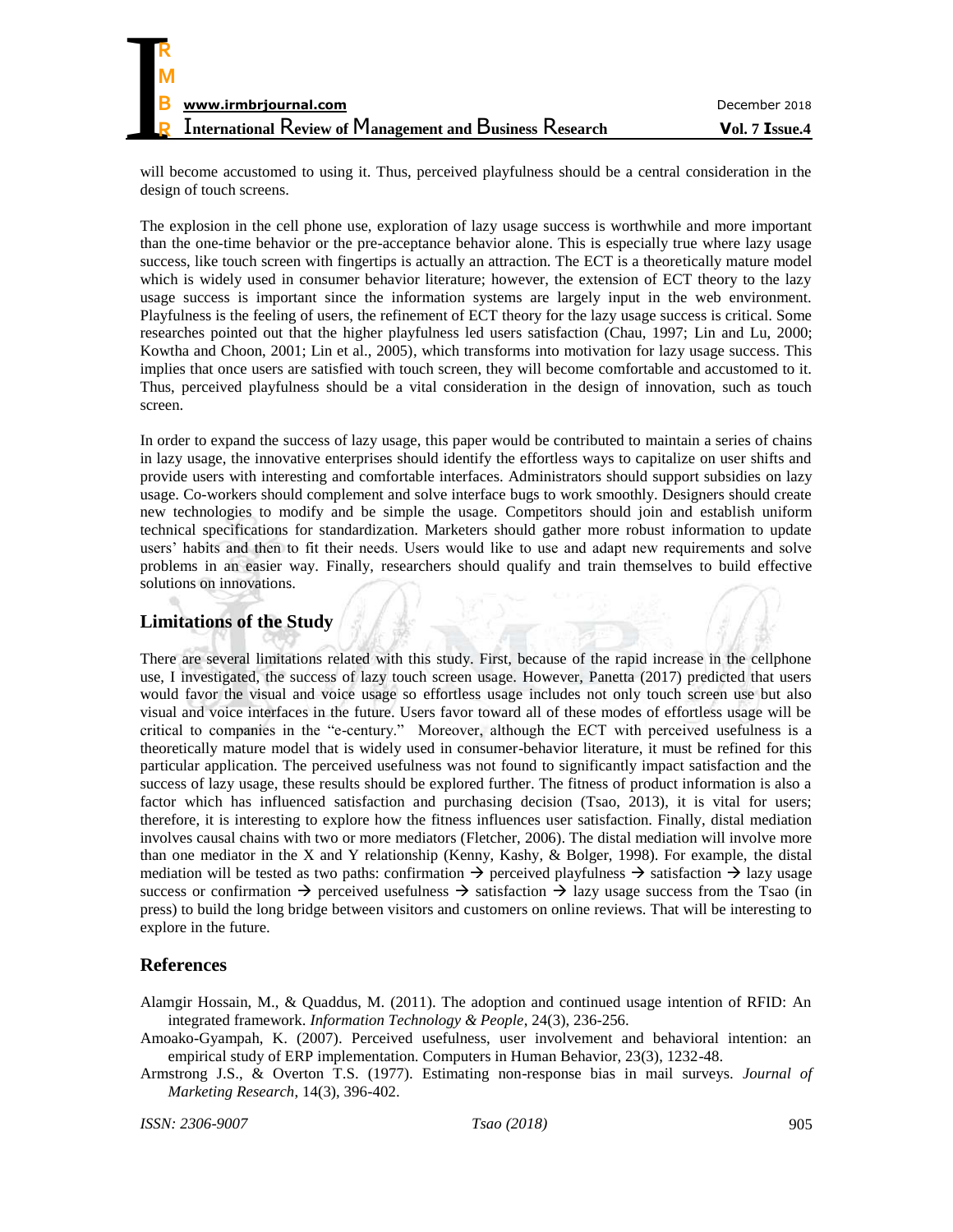will become accustomed to using it. Thus, perceived playfulness should be a central consideration in the design of touch screens.

The explosion in the cell phone use, exploration of lazy usage success is worthwhile and more important than the one-time behavior or the pre-acceptance behavior alone. This is especially true where lazy usage success, like touch screen with fingertips is actually an attraction. The ECT is a theoretically mature model which is widely used in consumer behavior literature; however, the extension of ECT theory to the lazy usage success is important since the information systems are largely input in the web environment. Playfulness is the feeling of users, the refinement of ECT theory for the lazy usage success is critical. Some researches pointed out that the higher playfulness led users satisfaction (Chau, 1997; Lin and Lu, 2000; Kowtha and Choon, 2001; Lin et al., 2005), which transforms into motivation for lazy usage success. This implies that once users are satisfied with touch screen, they will become comfortable and accustomed to it. Thus, perceived playfulness should be a vital consideration in the design of innovation, such as touch screen.

In order to expand the success of lazy usage, this paper would be contributed to maintain a series of chains in lazy usage, the innovative enterprises should identify the effortless ways to capitalize on user shifts and provide users with interesting and comfortable interfaces. Administrators should support subsidies on lazy usage. Co-workers should complement and solve interface bugs to work smoothly. Designers should create new technologies to modify and be simple the usage. Competitors should join and establish uniform technical specifications for standardization. Marketers should gather more robust information to update users' habits and then to fit their needs. Users would like to use and adapt new requirements and solve problems in an easier way. Finally, researchers should qualify and train themselves to build effective solutions on innovations.

## Limitations of the Study

There are several limitations related with this study. First, because of the rapid increase in the cellphone use, I investigated, the success of lazy touch screen usage. However, Panetta (2017) predicted that users would favor the visual and voice usage so effortless usage includes not only touch screen use but also visual and voice interfaces in the future. Users favor toward all of these modes of effortless usage will be critical to companies in the "e-century." Moreover, although the ECT with perceived usefulness is a theoretically mature model that is widely used in consumer-behavior literature, it must be refined for this particular application. The perceived usefulness was not found to significantly impact satisfaction and the success of lazy usage, these results should be explored further. The fitness of product information is also a factor which has influenced satisfaction and purchasing decision (Tsao, 2013), it is vital for users; therefore, it is interesting to explore how the fitness influences user satisfaction. Finally, distal mediation involves causal chains with two or more mediators (Fletcher, 2006). The distal mediation will involve more than one mediator in the X and Y relationship (Kenny, Kashy, & Bolger, 1998). For example, the distal mediation will be tested as two paths: confirmation → perceived playfulness → satisfaction → lazy usage success or confirmation → perceived usefulness → satisfaction → lazy usage success from the Tsao (in press) to build the long bridge between visitors and customers on online reviews. That will be interesting to explore in the future.

## References

Alamgir Hossain, M., & Quaddus, M. (2011). The adoption and continued usage intention of RFID: An integrated framework. *Information Technology & People*, 24(3), 236-256.

Amoako-Gyampah, K. (2007). Perceived usefulness, user involvement and behavioral intention: an empirical study of ERP implementation. Computers in Human Behavior, 23(3), 1232-48.

Armstrong J.S., & Overton T.S. (1977). Estimating non-response bias in mail surveys. *Journal of Marketing Research*, 14(3), 396-402.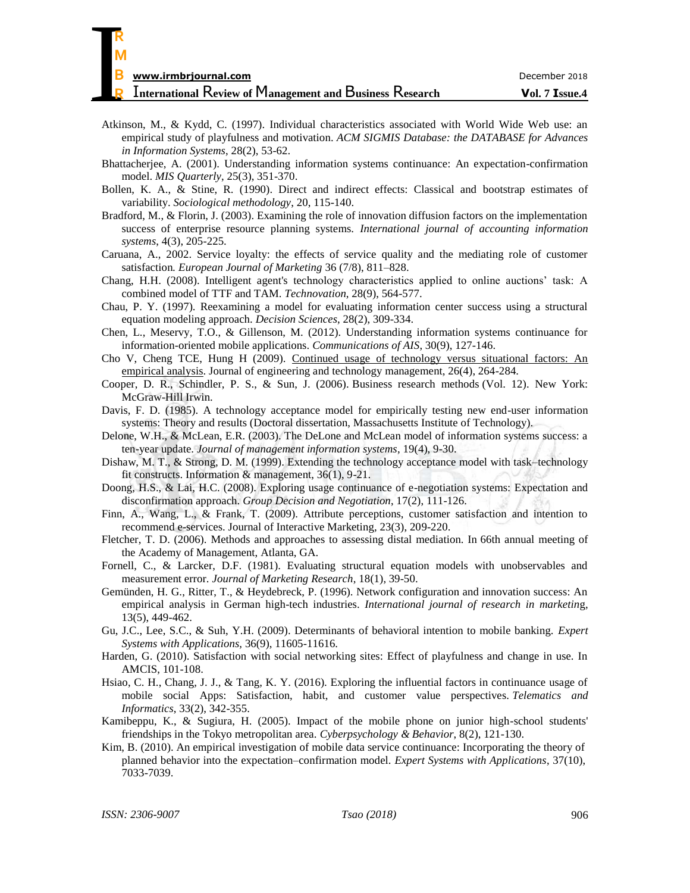Atkinson, M., & Kydd, C. (1997). Individual characteristics associated with World Wide Web use: an empirical study of playfulness and motivation. *ACM SIGMIS Database: the DATABASE for Advances in Information Systems*, 28(2), 53-62.

Bhattacherjee, A. (2001). Understanding information systems continuance: An expectation-confirmation model. *MIS Quarterly*, 25(3), 351-370.

Bollen, K. A., & Stine, R. (1990). Direct and indirect effects: Classical and bootstrap estimates of variability. *Sociological methodology*, 20, 115-140.

Bradford, M., & Florin, J. (2003). Examining the role of innovation diffusion factors on the implementation success of enterprise resource planning systems. *International journal of accounting information systems*, 4(3), 205-225.

Caruana, A., 2002. Service loyalty: the effects of service quality and the mediating role of customer satisfaction. *European Journal of Marketing* 36 (7/8), 811–828.

Chang, H.H. (2008). Intelligent agent's technology characteristics applied to online auctions' task: A combined model of TTF and TAM. *Technovation*, 28(9), 564-577.

Chau, P. Y. (1997). Reexamining a model for evaluating information center success using a structural equation modeling approach. *Decision Sciences*, 28(2), 309-334.

Chen, L., Meservy, T.O., & Gillenson, M. (2012). Understanding information systems continuance for information-oriented mobile applications. *Communications of AIS*, 30(9), 127-146.

Cho V, Cheng TCE, Hung H (2009). Continued usage of technology versus situational factors: An empirical analysis. Journal of engineering and technology management, 26(4), 264-284.

Cooper, D. R., Schindler, P. S., & Sun, J. (2006). Business research methods (Vol. 12). New York: McGraw-Hill Irwin.

Davis, F. D. (1985). A technology acceptance model for empirically testing new end-user information systems: Theory and results (Doctoral dissertation, Massachusetts Institute of Technology).

Delone, W.H., & McLean, E.R. (2003). The DeLone and McLean model of information systems success: a ten-year update. *Journal of management information systems*, 19(4), 9-30.

Dishaw, M. T., & Strong, D. M. (1999). Extending the technology acceptance model with task–technology fit constructs. Information & management, 36(1), 9-21.

Doong, H.S., & Lai, H.C. (2008). Exploring usage continuance of e-negotiation systems: Expectation and disconfirmation approach. *Group Decision and Negotiation*, 17(2), 111-126.

Finn, A., Wang, L., & Frank, T. (2009). Attribute perceptions, customer satisfaction and intention to recommend e-services. Journal of Interactive Marketing, 23(3), 209-220.

Fletcher, T. D. (2006). Methods and approaches to assessing distal mediation. In 66th annual meeting of the Academy of Management, Atlanta, GA.

Fornell, C., & Larcker, D.F. (1981). Evaluating structural equation models with unobservables and measurement error. *Journal of Marketing Research*, 18(1), 39-50.

Gemünden, H. G., Ritter, T., & Heydebreck, P. (1996). Network configuration and innovation success: An empirical analysis in German high-tech industries. *International journal of research in marketing*, 13(5), 449-462.

Gu, J.C., Lee, S.C., & Suh, Y.H. (2009). Determinants of behavioral intention to mobile banking. *Expert Systems with Applications*, 36(9), 11605-11616.

Harden, G. (2010). Satisfaction with social networking sites: Effect of playfulness and change in use. In AMCIS, 101-108.

Hsiao, C. H., Chang, J. J., & Tang, K. Y. (2016). Exploring the influential factors in continuance usage of mobile social Apps: Satisfaction, habit, and customer value perspectives. *Telematics and Informatics*, 33(2), 342-355.

Kamibeppu, K., & Sugiura, H. (2005). Impact of the mobile phone on junior high-school students' friendships in the Tokyo metropolitan area. *Cyberpsychology & Behavior*, 8(2), 121-130.

Kim, B. (2010). An empirical investigation of mobile data service continuance: Incorporating the theory of planned behavior into the expectation–confirmation model. *Expert Systems with Applications*, 37(10), 7033-7039.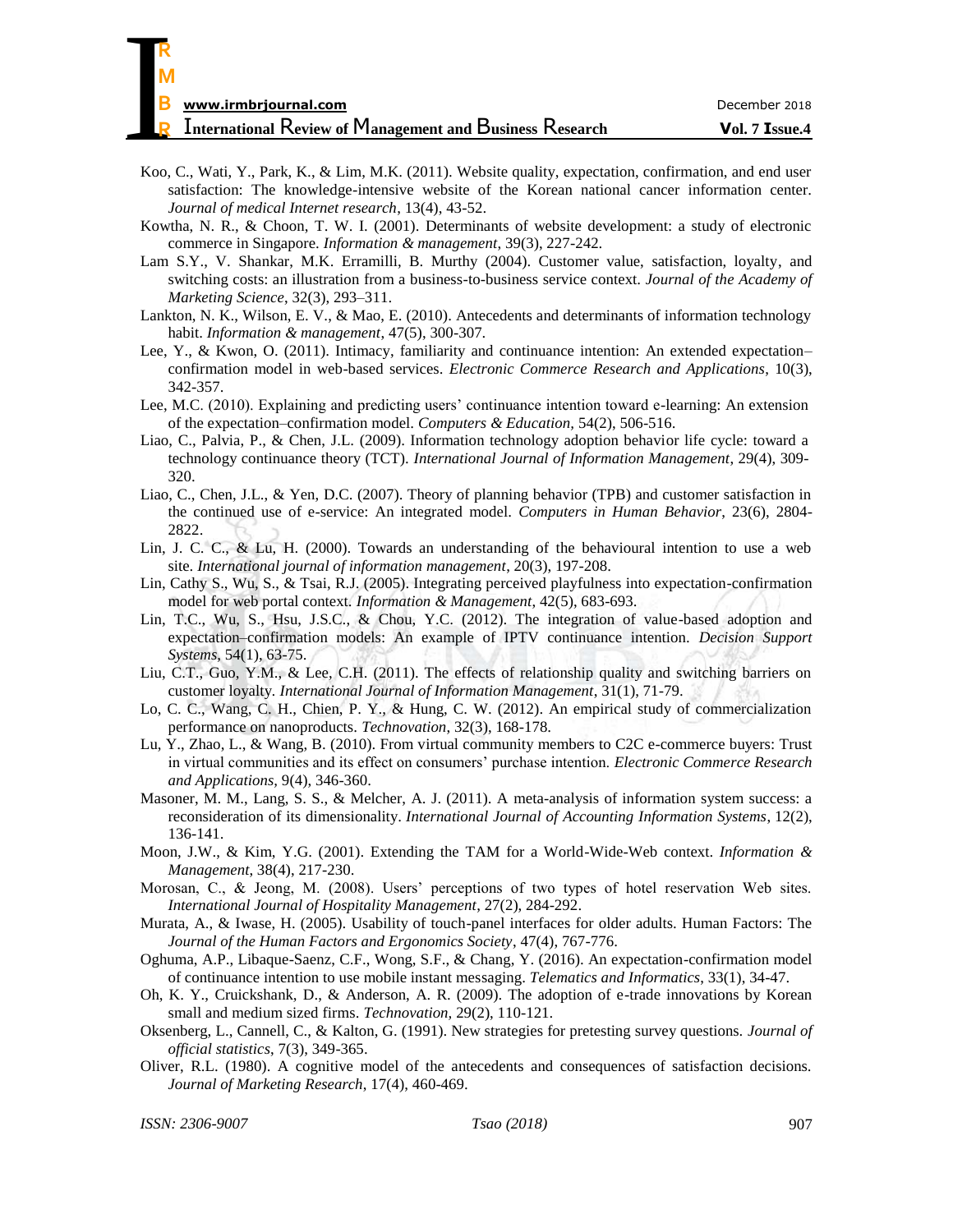Koo, C., Wati, Y., Park, K., & Lim, M.K. (2011). Website quality, expectation, confirmation, and end user satisfaction: The knowledge-intensive website of the Korean national cancer information center. *Journal of medical Internet research*, 13(4), 43-52.

Kowtha, N. R., & Choon, T. W. I. (2001). Determinants of website development: a study of electronic commerce in Singapore. *Information & management*, 39(3), 227-242.

Lam S.Y., V. Shankar, M.K. Erramilli, B. Murthy (2004). Customer value, satisfaction, loyalty, and switching costs: an illustration from a business-to-business service context. *Journal of the Academy of Marketing Science*, 32(3), 293–311.

Lankton, N. K., Wilson, E. V., & Mao, E. (2010). Antecedents and determinants of information technology habit. *Information & management*, 47(5), 300-307.

Lee, Y., & Kwon, O. (2011). Intimacy, familiarity and continuance intention: An extended expectation–confirmation model in web-based services. *Electronic Commerce Research and Applications*, 10(3), 342-357.

Lee, M.C. (2010). Explaining and predicting users' continuance intention toward e-learning: An extension of the expectation–confirmation model. *Computers & Education*, 54(2), 506-516.

Liao, C., Palvia, P., & Chen, J.L. (2009). Information technology adoption behavior life cycle: toward a technology continuance theory (TCT). *International Journal of Information Management*, 29(4), 309-320.

Liao, C., Chen, J.L., & Yen, D.C. (2007). Theory of planning behavior (TPB) and customer satisfaction in the continued use of e-service: An integrated model. *Computers in Human Behavior*, 23(6), 2804-2822.

Lin, J. C. C., & Lu, H. (2000). Towards an understanding of the behavioural intention to use a web site. *International journal of information management*, 20(3), 197-208.

Lin, Cathy S., Wu, S., & Tsai, R.J. (2005). Integrating perceived playfulness into expectation-confirmation model for web portal context. *Information & Management*, 42(5), 683-693.

Lin, T.C., Wu, S., Hsu, J.S.C., & Chou, Y.C. (2012). The integration of value-based adoption and expectation–confirmation models: An example of IPTV continuance intention. *Decision Support Systems*, 54(1), 63-75.

Liu, C.T., Guo, Y.M., & Lee, C.H. (2011). The effects of relationship quality and switching barriers on customer loyalty. *International Journal of Information Management*, 31(1), 71-79.

Lo, C. C., Wang, C. H., Chien, P. Y., & Hung, C. W. (2012). An empirical study of commercialization performance on nanoproducts. *Technovation*, 32(3), 168-178.

Lu, Y., Zhao, L., & Wang, B. (2010). From virtual community members to C2C e-commerce buyers: Trust in virtual communities and its effect on consumers' purchase intention. *Electronic Commerce Research and Applications*, 9(4), 346-360.

Masoner, M. M., Lang, S. S., & Melcher, A. J. (2011). A meta-analysis of information system success: a reconsideration of its dimensionality. *International Journal of Accounting Information Systems*, 12(2), 136-141.

Moon, J.W., & Kim, Y.G. (2001). Extending the TAM for a World-Wide-Web context. *Information & Management*, 38(4), 217-230.

Morosan, C., & Jeong, M. (2008). Users' perceptions of two types of hotel reservation Web sites. *International Journal of Hospitality Management*, 27(2), 284-292.

Murata, A., & Iwase, H. (2005). Usability of touch-panel interfaces for older adults. Human Factors: The *Journal of the Human Factors and Ergonomics Society*, 47(4), 767-776.

Oghuma, A.P., Libaque-Saenz, C.F., Wong, S.F., & Chang, Y. (2016). An expectation-confirmation model of continuance intention to use mobile instant messaging. *Telematics and Informatics*, 33(1), 34-47.

Oh, K. Y., Cruickshank, D., & Anderson, A. R. (2009). The adoption of e-trade innovations by Korean small and medium sized firms. *Technovation*, 29(2), 110-121.

Oksenberg, L., Cannell, C., & Kalton, G. (1991). New strategies for pretesting survey questions. *Journal of official statistics*, 7(3), 349-365.

Oliver, R.L. (1980). A cognitive model of the antecedents and consequences of satisfaction decisions. *Journal of Marketing Research*, 17(4), 460-469.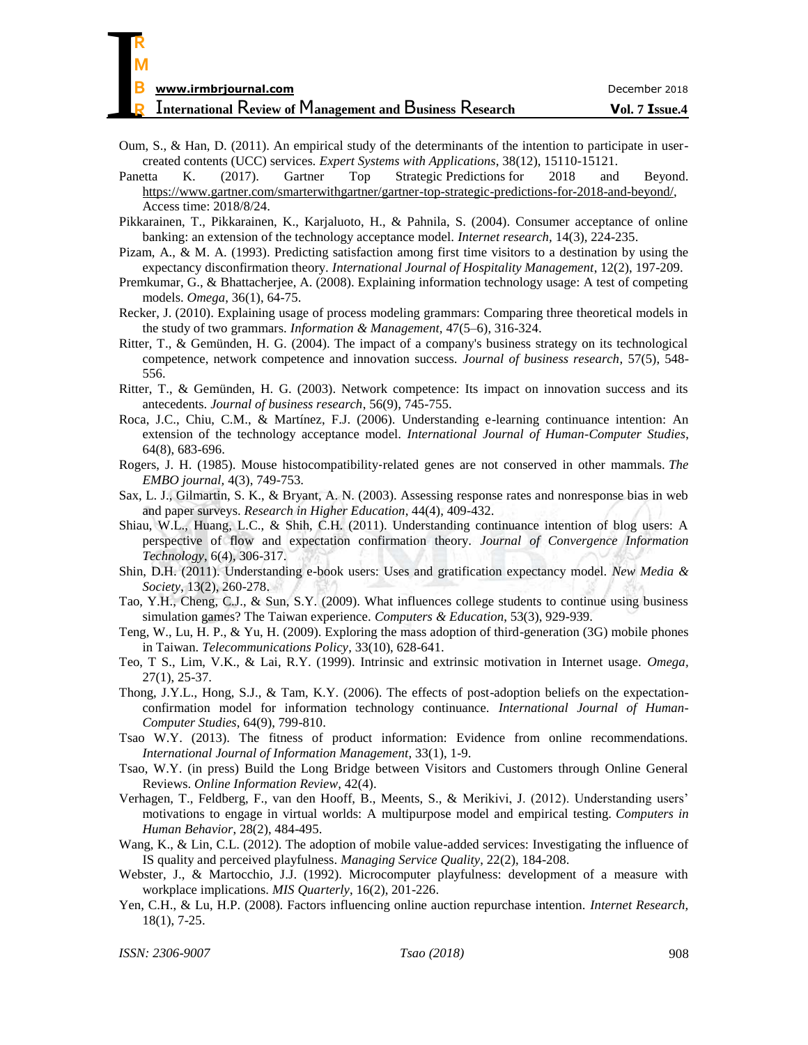Oum, S., & Han, D. (2011). An empirical study of the determinants of the intention to participate in user-created contents (UCC) services. *Expert Systems with Applications*, 38(12), 15110-15121.

Panetta K. (2017). Gartner Top Strategic Predictions for 2018 and Beyond. https://www.gartner.com/smarterwithgartner/gartner-top-strategic-predictions-for-2018-and-beyond/, Access time: 2018/8/24.

Pikkarainen, T., Pikkarainen, K., Karjaluoto, H., & Pahnila, S. (2004). Consumer acceptance of online banking: an extension of the technology acceptance model. *Internet research*, 14(3), 224-235.

Pizam, A., & M. A. (1993). Predicting satisfaction among first time visitors to a destination by using the expectancy disconfirmation theory. *International Journal of Hospitality Management*, 12(2), 197-209.

Premkumar, G., & Bhattacherjee, A. (2008). Explaining information technology usage: A test of competing models. *Omega*, 36(1), 64-75.

Recker, J. (2010). Explaining usage of process modeling grammars: Comparing three theoretical models in the study of two grammars. *Information & Management*, 47(5–6), 316-324.

Ritter, T., & Gemünden, H. G. (2004). The impact of a company's business strategy on its technological competence, network competence and innovation success. *Journal of business research*, 57(5), 548-556.

Ritter, T., & Gemünden, H. G. (2003). Network competence: Its impact on innovation success and its antecedents. *Journal of business research*, 56(9), 745-755.

Roca, J.C., Chiu, C.M., & Martínez, F.J. (2006). Understanding e-learning continuance intention: An extension of the technology acceptance model. *International Journal of Human-Computer Studies*, 64(8), 683-696.

Rogers, J. H. (1985). Mouse histocompatibility-related genes are not conserved in other mammals. *The EMBO journal*, 4(3), 749-753.

Sax, L. J., Gilmartin, S. K., & Bryant, A. N. (2003). Assessing response rates and nonresponse bias in web and paper surveys. *Research in Higher Education*, 44(4), 409-432.

Shiau, W.L., Huang, L.C., & Shih, C.H. (2011). Understanding continuance intention of blog users: A perspective of flow and expectation confirmation theory. *Journal of Convergence Information Technology*, 6(4), 306-317.

Shin, D.H. (2011). Understanding e-book users: Uses and gratification expectancy model. *New Media & Society*, 13(2), 260-278.

Tao, Y.H., Cheng, C.J., & Sun, S.Y. (2009). What influences college students to continue using business simulation games? The Taiwan experience. *Computers & Education*, 53(3), 929-939.

Teng, W., Lu, H. P., & Yu, H. (2009). Exploring the mass adoption of third-generation (3G) mobile phones in Taiwan. *Telecommunications Policy*, 33(10), 628-641.

Teo, T S., Lim, V.K., & Lai, R.Y. (1999). Intrinsic and extrinsic motivation in Internet usage. *Omega*, 27(1), 25-37.

Thong, J.Y.L., Hong, S.J., & Tam, K.Y. (2006). The effects of post-adoption beliefs on the expectation-confirmation model for information technology continuance. *International Journal of Human-Computer Studies*, 64(9), 799-810.

Tsao W.Y. (2013). The fitness of product information: Evidence from online recommendations. *International Journal of Information Management*, 33(1), 1-9.

Tsao, W.Y. (in press) Build the Long Bridge between Visitors and Customers through Online General Reviews. *Online Information Review*, 42(4).

Verhagen, T., Feldberg, F., van den Hooff, B., Meents, S., & Merikivi, J. (2012). Understanding users' motivations to engage in virtual worlds: A multipurpose model and empirical testing. *Computers in Human Behavior*, 28(2), 484-495.

Wang, K., & Lin, C.L. (2012). The adoption of mobile value-added services: Investigating the influence of IS quality and perceived playfulness. *Managing Service Quality*, 22(2), 184-208.

Webster, J., & Martocchio, J.J. (1992). Microcomputer playfulness: development of a measure with workplace implications. *MIS Quarterly*, 16(2), 201-226.

Yen, C.H., & Lu, H.P. (2008). Factors influencing online auction repurchase intention. *Internet Research*, 18(1), 7-25.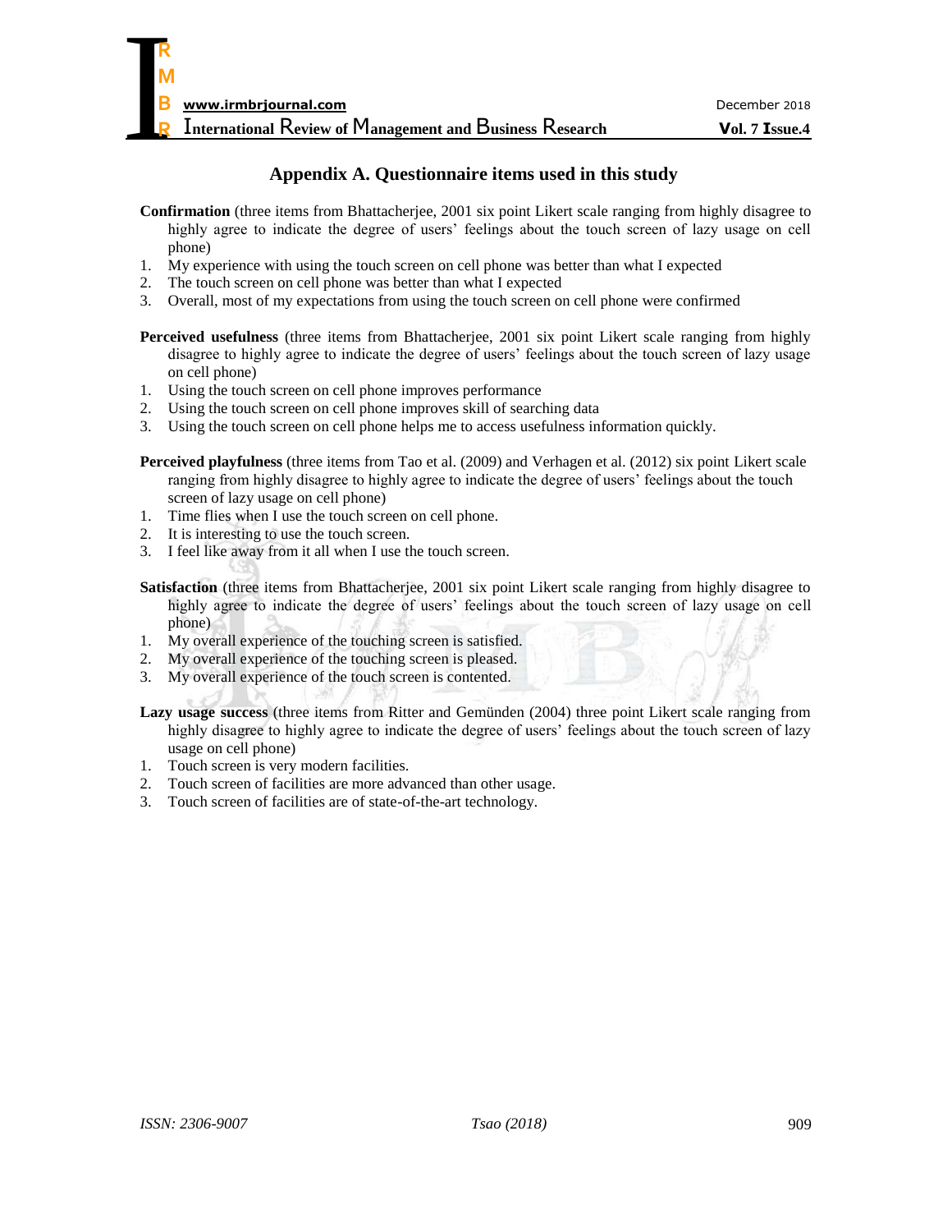## Appendix A. Questionnaire items used in this study

**Confirmation** (three items from Bhattacherjee, 2001 six point Likert scale ranging from highly disagree to highly agree to indicate the degree of users' feelings about the touch screen of lazy usage on cell phone)

1. My experience with using the touch screen on cell phone was better than what I expected
2. The touch screen on cell phone was better than what I expected
3. Overall, most of my expectations from using the touch screen on cell phone were confirmed

**Perceived usefulness** (three items from Bhattacherjee, 2001 six point Likert scale ranging from highly disagree to highly agree to indicate the degree of users' feelings about the touch screen of lazy usage on cell phone)

1. Using the touch screen on cell phone improves performance
2. Using the touch screen on cell phone improves skill of searching data
3. Using the touch screen on cell phone helps me to access usefulness information quickly.

**Perceived playfulness** (three items from Tao et al. (2009) and Verhagen et al. (2012) six point Likert scale ranging from highly disagree to highly agree to indicate the degree of users' feelings about the touch screen of lazy usage on cell phone)

1. Time flies when I use the touch screen on cell phone.
2. It is interesting to use the touch screen.
3. I feel like away from it all when I use the touch screen.

**Satisfaction** (three items from Bhattacherjee, 2001 six point Likert scale ranging from highly disagree to highly agree to indicate the degree of users' feelings about the touch screen of lazy usage on cell phone)

1. My overall experience of the touching screen is satisfied.
2. My overall experience of the touching screen is pleased.
3. My overall experience of the touch screen is contented.

**Lazy usage success** (three items from Ritter and Gemünden (2004) three point Likert scale ranging from highly disagree to highly agree to indicate the degree of users' feelings about the touch screen of lazy usage on cell phone)

1. Touch screen is very modern facilities.
2. Touch screen of facilities are more advanced than other usage.
3. Touch screen of facilities are of state-of-the-art technology.